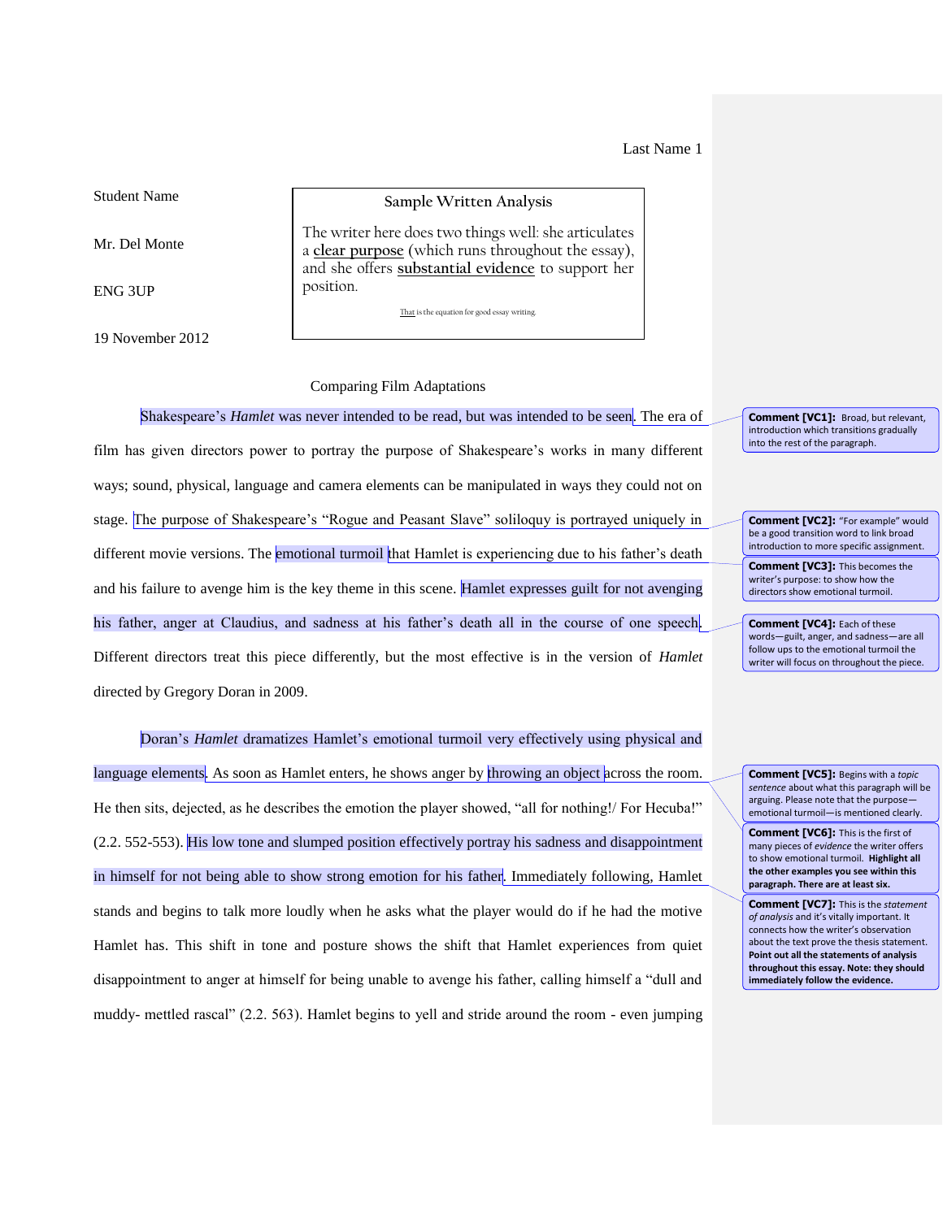Student Name

Mr. Del Monte

ENG 3UP

19 November 2012

> **Sample Written Analysis**
>
> The writer here does two things well: she articulates a **clear purpose** (which runs throughout the essay), and she offers **substantial evidence** to support her position.
>
> That is the equation for good essay writing.

Comparing Film Adaptations

Shakespeare's *Hamlet* was never intended to be read, but was intended to be seen. The era of film has given directors power to portray the purpose of Shakespeare's works in many different ways; sound, physical, language and camera elements can be manipulated in ways they could not on stage. The purpose of Shakespeare's "Rogue and Peasant Slave" soliloquy is portrayed uniquely in different movie versions. The emotional turmoil that Hamlet is experiencing due to his father's death and his failure to avenge him is the key theme in this scene. Hamlet expresses guilt for not avenging his father, anger at Claudius, and sadness at his father's death all in the course of one speech. Different directors treat this piece differently, but the most effective is in the version of *Hamlet* directed by Gregory Doran in 2009.

Doran's *Hamlet* dramatizes Hamlet's emotional turmoil very effectively using physical and language elements. As soon as Hamlet enters, he shows anger by throwing an object across the room. He then sits, dejected, as he describes the emotion the player showed, "all for nothing!/ For Hecuba!" (2.2. 552-553). His low tone and slumped position effectively portray his sadness and disappointment in himself for not being able to show strong emotion for his father. Immediately following, Hamlet stands and begins to talk more loudly when he asks what the player would do if he had the motive Hamlet has. This shift in tone and posture shows the shift that Hamlet experiences from quiet disappointment to anger at himself for being unable to avenge his father, calling himself a "dull and muddy- mettled rascal" (2.2. 563). Hamlet begins to yell and stride around the room - even jumping

**Comment [VC1]:** Broad, but relevant, introduction which transitions gradually into the rest of the paragraph.

**Comment [VC2]:** "For example" would be a good transition word to link broad introduction to more specific assignment.

**Comment [VC3]:** This becomes the writer's purpose: to show how the directors show emotional turmoil.

**Comment [VC4]:** Each of these words—guilt, anger, and sadness—are all follow ups to the emotional turmoil the writer will focus on throughout the piece.

**Comment [VC5]:** Begins with a *topic sentence* about what this paragraph will be arguing. Please note that the purpose—emotional turmoil—is mentioned clearly.

**Comment [VC6]:** This is the first of many pieces of *evidence* the writer offers to show emotional turmoil. **Highlight all the other examples you see within this paragraph. There are at least six.**

**Comment [VC7]:** This is the *statement of analysis* and it's vitally important. It connects how the writer's observation about the text prove the thesis statement. **Point out all the statements of analysis throughout this essay. Note: they should immediately follow the evidence.**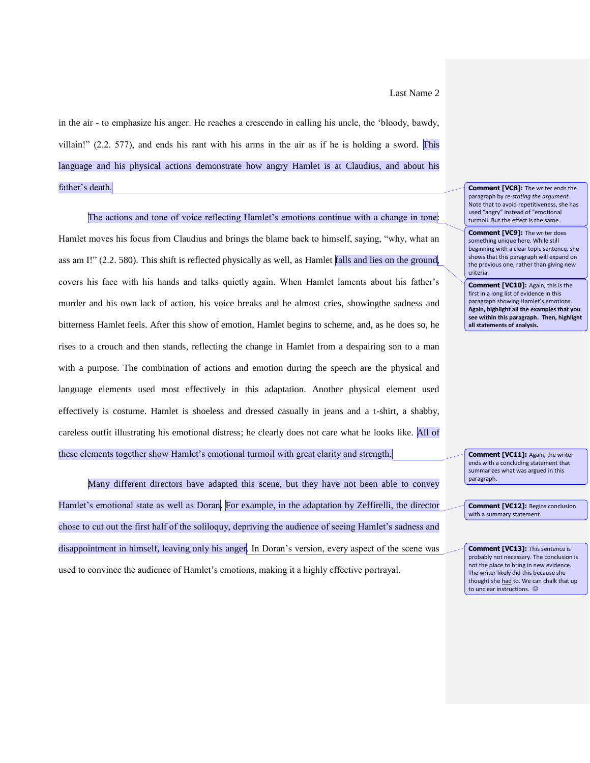in the air - to emphasize his anger. He reaches a crescendo in calling his uncle, the 'bloody, bawdy, villain!" (2.2. 577), and ends his rant with his arms in the air as if he is holding a sword. This language and his physical actions demonstrate how angry Hamlet is at Claudius, and about his father's death.

The actions and tone of voice reflecting Hamlet's emotions continue with a change in tone: Hamlet moves his focus from Claudius and brings the blame back to himself, saying, "why, what an ass am I!" (2.2. 580). This shift is reflected physically as well, as Hamlet falls and lies on the ground, covers his face with his hands and talks quietly again. When Hamlet laments about his father's murder and his own lack of action, his voice breaks and he almost cries, showingthe sadness and bitterness Hamlet feels. After this show of emotion, Hamlet begins to scheme, and, as he does so, he rises to a crouch and then stands, reflecting the change in Hamlet from a despairing son to a man with a purpose. The combination of actions and emotion during the speech are the physical and language elements used most effectively in this adaptation. Another physical element used effectively is costume. Hamlet is shoeless and dressed casually in jeans and a t-shirt, a shabby, careless outfit illustrating his emotional distress; he clearly does not care what he looks like. All of these elements together show Hamlet's emotional turmoil with great clarity and strength.

Many different directors have adapted this scene, but they have not been able to convey Hamlet's emotional state as well as Doran. For example, in the adaptation by Zeffirelli, the director chose to cut out the first half of the soliloquy, depriving the audience of seeing Hamlet's sadness and disappointment in himself, leaving only his anger. In Doran's version, every aspect of the scene was used to convince the audience of Hamlet's emotions, making it a highly effective portrayal.

**Comment [VC8]:** The writer ends the paragraph by *re-stating the argument*. Note that to avoid repetitiveness, she has used "angry" instead of "emotional turmoil. But the effect is the same.

**Comment [VC9]:** The writer does something unique here. While still beginning with a clear topic sentence, she shows that this paragraph will expand on the previous one, rather than giving new criteria.

**Comment [VC10]:** Again, this is the first in a long list of evidence in this paragraph showing Hamlet's emotions. **Again, highlight all the examples that you see within this paragraph. Then, highlight all statements of analysis.**

**Comment [VC11]:** Again, the writer ends with a concluding statement that summarizes what was argued in this paragraph.

**Comment [VC12]:** Begins conclusion with a summary statement.

**Comment [VC13]:** This sentence is probably not necessary. The conclusion is not the place to bring in new evidence. The writer likely did this because she thought she had to. We can chalk that up to unclear instructions. ☺